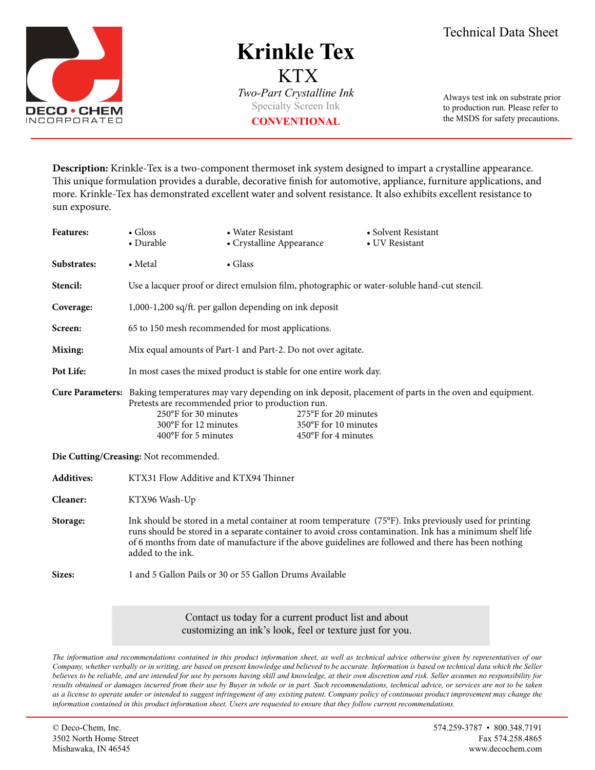DECO • CHEM INCORPORATED

# Krinkle Tex

## KTX

*Two-Part Crystalline Ink*

Specialty Screen Ink

**CONVENTIONAL**

Technical Data Sheet

Always test ink on substrate prior to production run. Please refer to the MSDS for safety precautions.

**Description:** Krinkle-Tex is a two-component thermoset ink system designed to impart a crystalline appearance. This unique formulation provides a durable, decorative finish for automotive, appliance, furniture applications, and more. Krinkle-Tex has demonstrated excellent water and solvent resistance. It also exhibits excellent resistance to sun exposure.

**Features:**
- Gloss
- Durable
- Water Resistant
- Crystalline Appearance
- Solvent Resistant
- UV Resistant

**Substrates:**
- Metal
- Glass

**Stencil:** Use a lacquer proof or direct emulsion film, photographic or water-soluble hand-cut stencil.

**Coverage:** 1,000-1,200 sq/ft. per gallon depending on ink deposit

**Screen:** 65 to 150 mesh recommended for most applications.

**Mixing:** Mix equal amounts of Part-1 and Part-2. Do not over agitate.

**Pot Life:** In most cases the mixed product is stable for one entire work day.

**Cure Parameters:** Baking temperatures may vary depending on ink deposit, placement of parts in the oven and equipment. Pretests are recommended prior to production run.

| | |
|---|---|
| 250°F for 30 minutes | 275°F for 20 minutes |
| 300°F for 12 minutes | 350°F for 10 minutes |
| 400°F for 5 minutes | 450°F for 4 minutes |

**Die Cutting/Creasing:** Not recommended.

**Additives:** KTX31 Flow Additive and KTX94 Thinner

**Cleaner:** KTX96 Wash-Up

**Storage:** Ink should be stored in a metal container at room temperature (75°F). Inks previously used for printing runs should be stored in a separate container to avoid cross contamination. Ink has a minimum shelf life of 6 months from date of manufacture if the above guidelines are followed and there has been nothing added to the ink.

**Sizes:** 1 and 5 Gallon Pails or 30 or 55 Gallon Drums Available

Contact us today for a current product list and about customizing an ink's look, feel or texture just for you.

*The information and recommendations contained in this product information sheet, as well as technical advice otherwise given by representatives of our Company, whether verbally or in writing, are based on present knowledge and believed to be accurate. Information is based on technical data which the Seller believes to be reliable, and are intended for use by persons having skill and knowledge, at their own discretion and risk. Seller assumes no responsibility for results obtained or damages incurred from their use by Buyer in whole or in part. Such recommendations, technical advice, or services are not to be taken as a license to operate under or intended to suggest infringement of any existing patent. Company policy of continuous product improvement may change the information contained in this product information sheet. Users are requested to ensure that they follow current recommendations.*

© Deco-Chem, Inc.
3502 North Home Street
Mishawaka, IN 46545

574.259-3787 • 800.348.7191
Fax 574.258.4865
www.decochem.com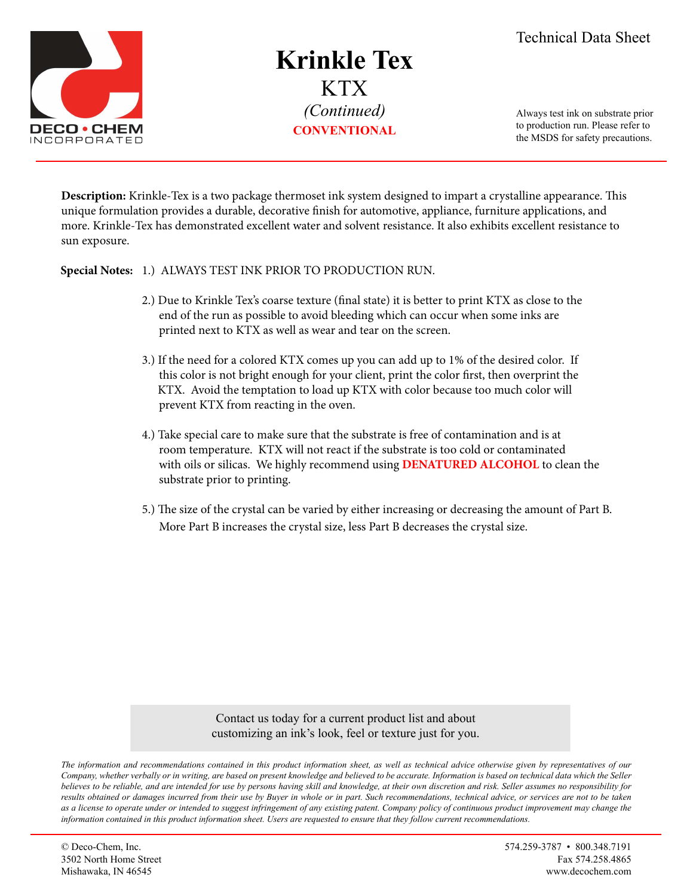Technical Data Sheet

# Krinkle Tex

## KTX

*(Continued)*

**CONVENTIONAL**

Always test ink on substrate prior to production run. Please refer to the MSDS for safety precautions.

**Description:** Krinkle-Tex is a two package thermoset ink system designed to impart a crystalline appearance. This unique formulation provides a durable, decorative finish for automotive, appliance, furniture applications, and more. Krinkle-Tex has demonstrated excellent water and solvent resistance. It also exhibits excellent resistance to sun exposure.

**Special Notes:**

1.) ALWAYS TEST INK PRIOR TO PRODUCTION RUN.

2.) Due to Krinkle Tex's coarse texture (final state) it is better to print KTX as close to the end of the run as possible to avoid bleeding which can occur when some inks are printed next to KTX as well as wear and tear on the screen.

3.) If the need for a colored KTX comes up you can add up to 1% of the desired color. If this color is not bright enough for your client, print the color first, then overprint the KTX. Avoid the temptation to load up KTX with color because too much color will prevent KTX from reacting in the oven.

4.) Take special care to make sure that the substrate is free of contamination and is at room temperature. KTX will not react if the substrate is too cold or contaminated with oils or silicas. We highly recommend using **DENATURED ALCOHOL** to clean the substrate prior to printing.

5.) The size of the crystal can be varied by either increasing or decreasing the amount of Part B. More Part B increases the crystal size, less Part B decreases the crystal size.

Contact us today for a current product list and about customizing an ink's look, feel or texture just for you.

*The information and recommendations contained in this product information sheet, as well as technical advice otherwise given by representatives of our Company, whether verbally or in writing, are based on present knowledge and believed to be accurate. Information is based on technical data which the Seller believes to be reliable, and are intended for use by persons having skill and knowledge, at their own discretion and risk. Seller assumes no responsibility for results obtained or damages incurred from their use by Buyer in whole or in part. Such recommendations, technical advice, or services are not to be taken as a license to operate under or intended to suggest infringement of any existing patent. Company policy of continuous product improvement may change the information contained in this product information sheet. Users are requested to ensure that they follow current recommendations.*

© Deco-Chem, Inc.
3502 North Home Street
Mishawaka, IN 46545

574.259-3787 • 800.348.7191
Fax 574.258.4865
www.decochem.com